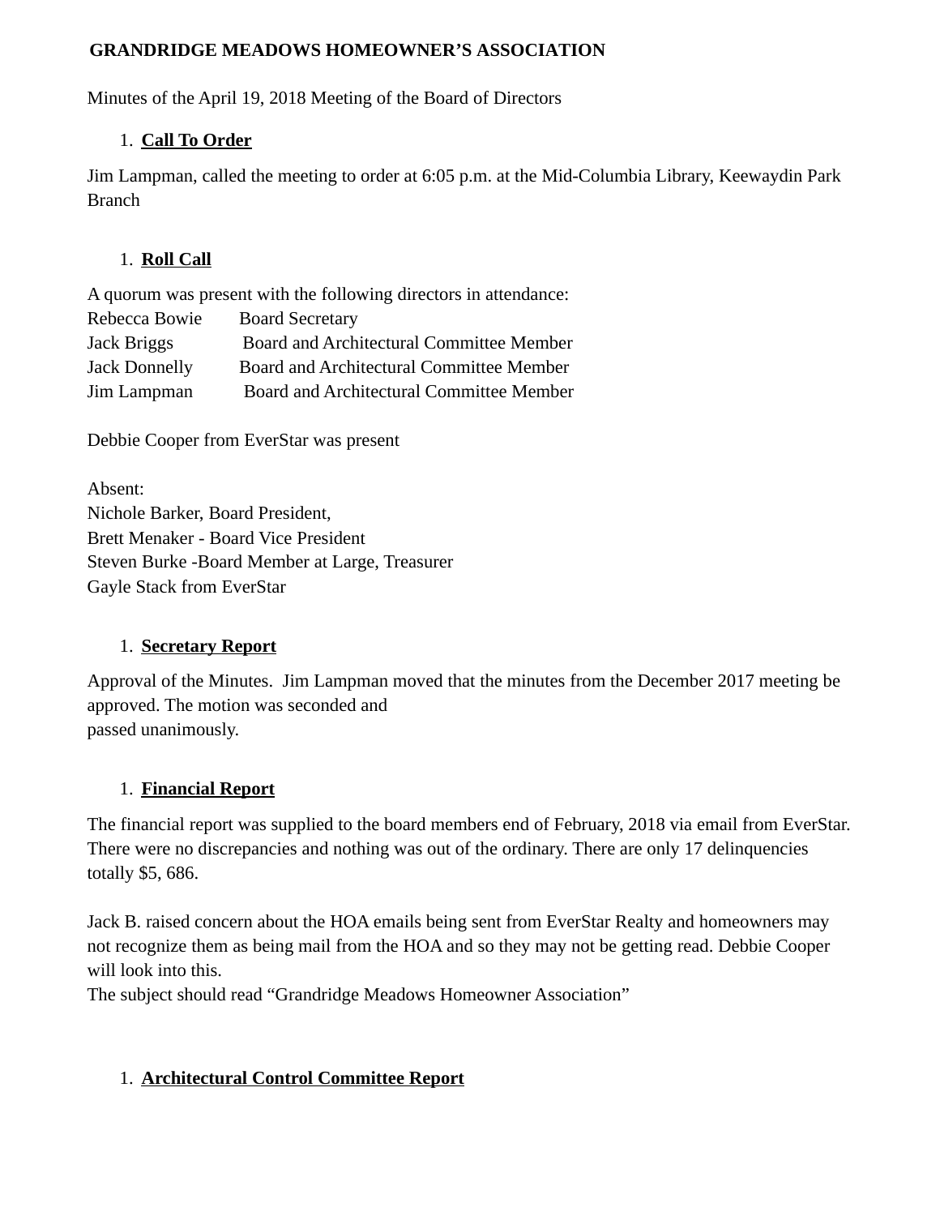**GRANDRIDGE MEADOWS HOMEOWNER'S ASSOCIATION**

Minutes of the April 19, 2018 Meeting of the Board of Directors

1. **Call To Order**

Jim Lampman, called the meeting to order at 6:05 p.m. at the Mid-Columbia Library, Keewaydin Park Branch

1. **Roll Call**

A quorum was present with the following directors in attendance:

| | |
|---|---|
| Rebecca Bowie | Board Secretary |
| Jack Briggs | Board and Architectural Committee Member |
| Jack Donnelly | Board and Architectural Committee Member |
| Jim Lampman | Board and Architectural Committee Member |

Debbie Cooper from EverStar was present

Absent:
Nichole Barker, Board President,
Brett Menaker - Board Vice President
Steven Burke -Board Member at Large, Treasurer
Gayle Stack from EverStar

1. **Secretary Report**

Approval of the Minutes. Jim Lampman moved that the minutes from the December 2017 meeting be approved. The motion was seconded and
passed unanimously.

1. **Financial Report**

The financial report was supplied to the board members end of February, 2018 via email from EverStar. There were no discrepancies and nothing was out of the ordinary. There are only 17 delinquencies totally $5, 686.

Jack B. raised concern about the HOA emails being sent from EverStar Realty and homeowners may not recognize them as being mail from the HOA and so they may not be getting read. Debbie Cooper will look into this.
The subject should read "Grandridge Meadows Homeowner Association"

1. **Architectural Control Committee Report**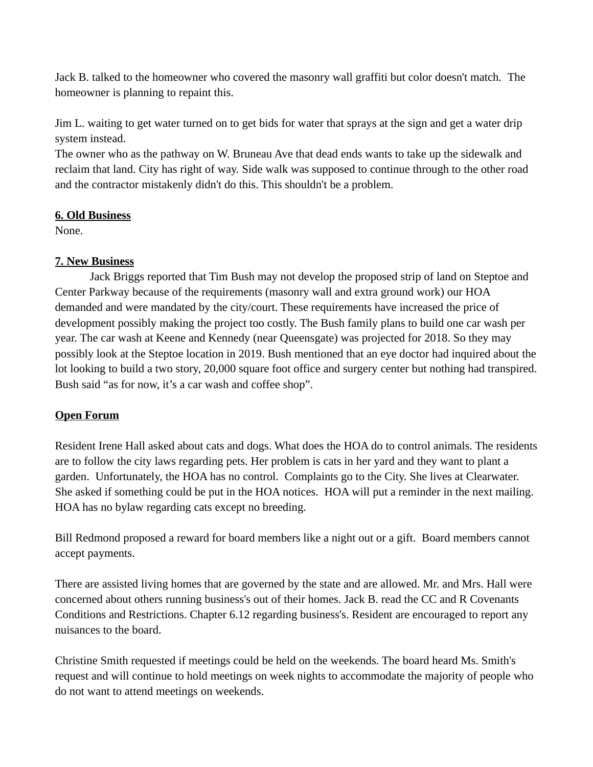Jack B. talked to the homeowner who covered the masonry wall graffiti but color doesn't match. The homeowner is planning to repaint this.

Jim L. waiting to get water turned on to get bids for water that sprays at the sign and get a water drip system instead.
The owner who as the pathway on W. Bruneau Ave that dead ends wants to take up the sidewalk and reclaim that land. City has right of way. Side walk was supposed to continue through to the other road and the contractor mistakenly didn't do this. This shouldn't be a problem.

**6. Old Business**
None.

**7. New Business**
Jack Briggs reported that Tim Bush may not develop the proposed strip of land on Steptoe and Center Parkway because of the requirements (masonry wall and extra ground work) our HOA demanded and were mandated by the city/court. These requirements have increased the price of development possibly making the project too costly. The Bush family plans to build one car wash per year. The car wash at Keene and Kennedy (near Queensgate) was projected for 2018. So they may possibly look at the Steptoe location in 2019. Bush mentioned that an eye doctor had inquired about the lot looking to build a two story, 20,000 square foot office and surgery center but nothing had transpired. Bush said "as for now, it's a car wash and coffee shop".

**Open Forum**

Resident Irene Hall asked about cats and dogs. What does the HOA do to control animals. The residents are to follow the city laws regarding pets. Her problem is cats in her yard and they want to plant a garden. Unfortunately, the HOA has no control. Complaints go to the City. She lives at Clearwater. She asked if something could be put in the HOA notices. HOA will put a reminder in the next mailing. HOA has no bylaw regarding cats except no breeding.

Bill Redmond proposed a reward for board members like a night out or a gift. Board members cannot accept payments.

There are assisted living homes that are governed by the state and are allowed. Mr. and Mrs. Hall were concerned about others running business's out of their homes. Jack B. read the CC and R Covenants Conditions and Restrictions. Chapter 6.12 regarding business's. Resident are encouraged to report any nuisances to the board.

Christine Smith requested if meetings could be held on the weekends. The board heard Ms. Smith's request and will continue to hold meetings on week nights to accommodate the majority of people who do not want to attend meetings on weekends.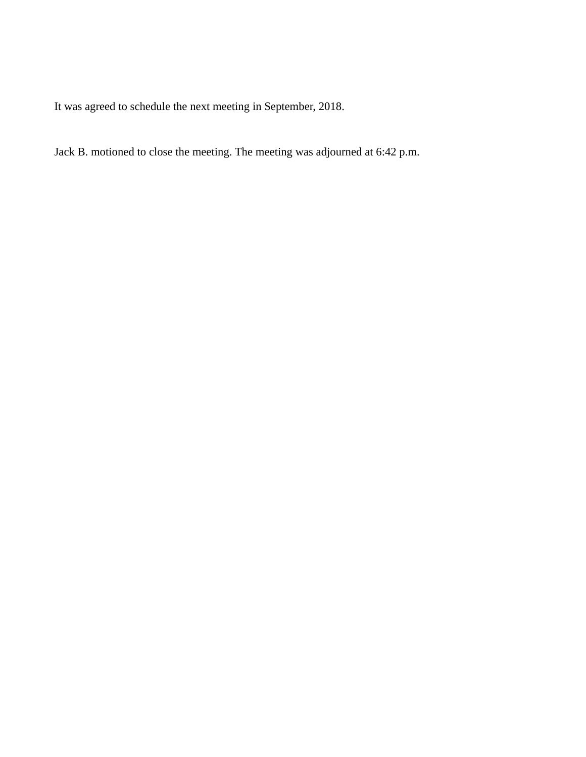It was agreed to schedule the next meeting in September, 2018.

Jack B. motioned to close the meeting. The meeting was adjourned at 6:42 p.m.